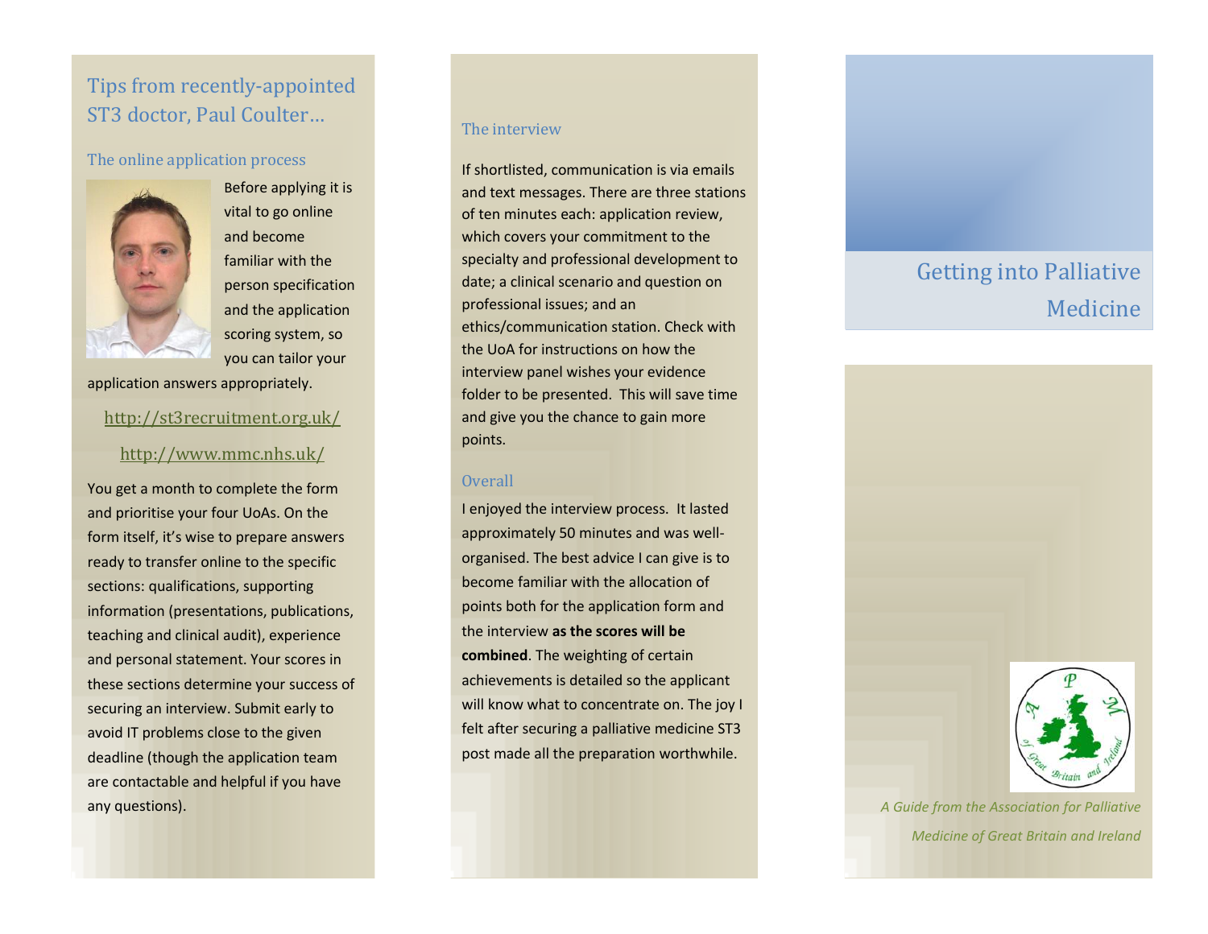## Tips from recently-appointed ST3 doctor, Paul Coulter…

### The online application process

Before applying it is vital to go online and become familiar with the person specification and the application scoring system, so you can tailor your application answers appropriately.

http://st3recruitment.org.uk/

http://www.mmc.nhs.uk/

You get a month to complete the form and prioritise your four UoAs. On the form itself, it's wise to prepare answers ready to transfer online to the specific sections: qualifications, supporting information (presentations, publications, teaching and clinical audit), experience and personal statement. Your scores in these sections determine your success of securing an interview. Submit early to avoid IT problems close to the given deadline (though the application team are contactable and helpful if you have any questions).

### The interview

If shortlisted, communication is via emails and text messages. There are three stations of ten minutes each: application review, which covers your commitment to the specialty and professional development to date; a clinical scenario and question on professional issues; and an ethics/communication station. Check with the UoA for instructions on how the interview panel wishes your evidence folder to be presented. This will save time and give you the chance to gain more points.

### Overall

I enjoyed the interview process. It lasted approximately 50 minutes and was well-organised. The best advice I can give is to become familiar with the allocation of points both for the application form and the interview **as the scores will be combined**. The weighting of certain achievements is detailed so the applicant will know what to concentrate on. The joy I felt after securing a palliative medicine ST3 post made all the preparation worthwhile.

# Getting into Palliative Medicine

*A Guide from the Association for Palliative Medicine of Great Britain and Ireland*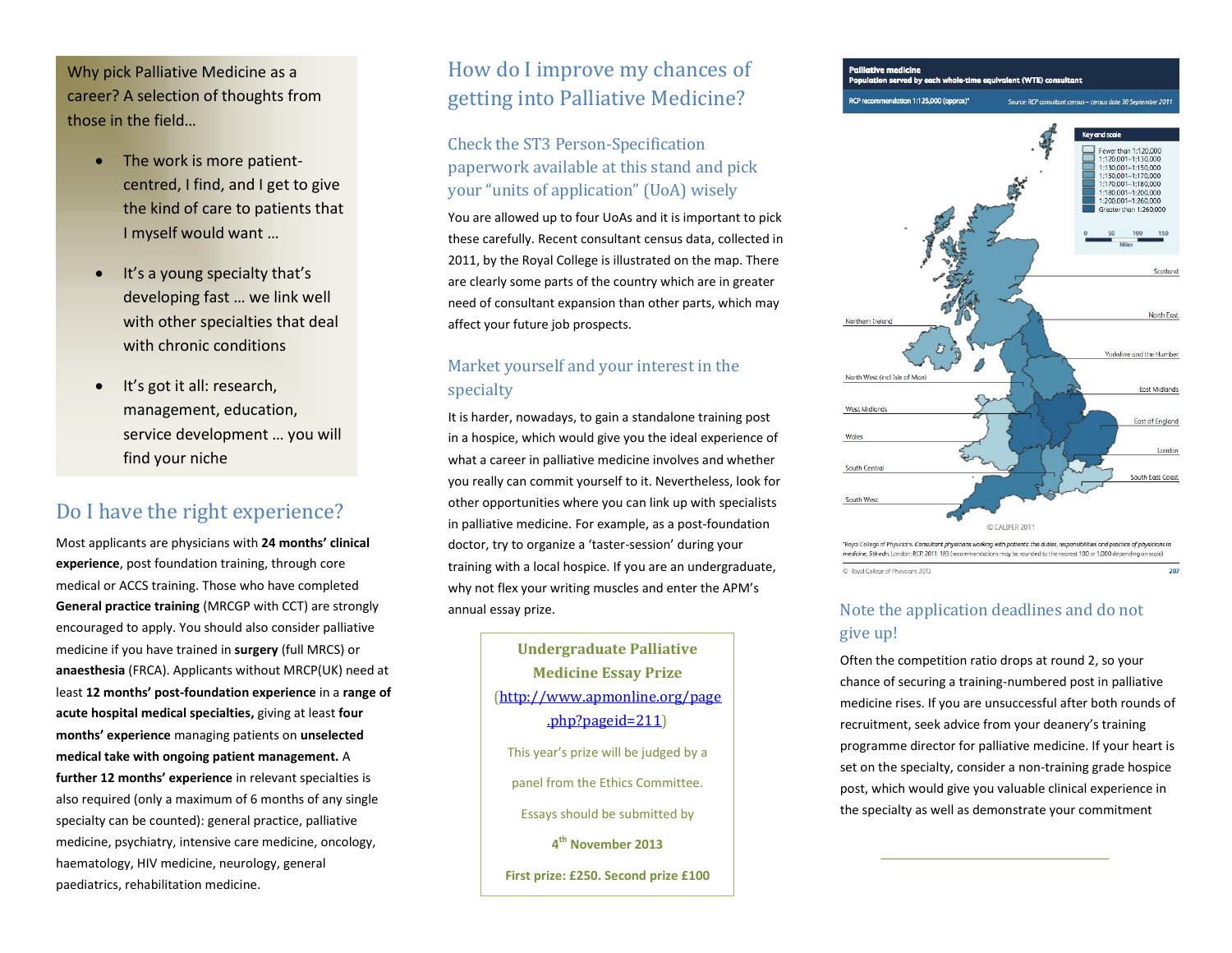Why pick Palliative Medicine as a career? A selection of thoughts from those in the field…

- The work is more patient-centred, I find, and I get to give the kind of care to patients that I myself would want …
- It's a young specialty that's developing fast … we link well with other specialties that deal with chronic conditions
- It's got it all: research, management, education, service development … you will find your niche

## Do I have the right experience?

Most applicants are physicians with **24 months' clinical experience**, post foundation training, through core medical or ACCS training. Those who have completed **General practice training** (MRCGP with CCT) are strongly encouraged to apply. You should also consider palliative medicine if you have trained in **surgery** (full MRCS) or **anaesthesia** (FRCA). Applicants without MRCP(UK) need at least **12 months' post-foundation experience** in a **range of acute hospital medical specialties,** giving at least **four months' experience** managing patients on **unselected medical take with ongoing patient management.** A **further 12 months' experience** in relevant specialties is also required (only a maximum of 6 months of any single specialty can be counted): general practice, palliative medicine, psychiatry, intensive care medicine, oncology, haematology, HIV medicine, neurology, general paediatrics, rehabilitation medicine.

## How do I improve my chances of getting into Palliative Medicine?

### Check the ST3 Person-Specification paperwork available at this stand and pick your "units of application" (UoA) wisely

You are allowed up to four UoAs and it is important to pick these carefully. Recent consultant census data, collected in 2011, by the Royal College is illustrated on the map. There are clearly some parts of the country which are in greater need of consultant expansion than other parts, which may affect your future job prospects.

### Market yourself and your interest in the specialty

It is harder, nowadays, to gain a standalone training post in a hospice, which would give you the ideal experience of what a career in palliative medicine involves and whether you really can commit yourself to it. Nevertheless, look for other opportunities where you can link up with specialists in palliative medicine. For example, as a post-foundation doctor, try to organize a 'taster-session' during your training with a local hospice. If you are an undergraduate, why not flex your writing muscles and enter the APM's annual essay prize.

**Undergraduate Palliative Medicine Essay Prize**
(http://www.apmonline.org/page.php?pageid=211)

This year's prize will be judged by a panel from the Ethics Committee.

Essays should be submitted by

**4th November 2013**

**First prize: £250. Second prize £100**

**Palliative medicine**
**Population served by each whole-time equivalent (WTE) consultant**

RCP recommendation 1:125,000 (approx)*

Source: RCP consultant census – census date 30 September 2011

Key and scale
Fewer than 1:120,000
1:120,001–1:130,000
1:130,001–1:150,000
1:150,001–1:170,000
1:170,001–1:180,000
1:180,001–1:200,000
1:200,001–1:260,000
Greater than 1:260,000

0 50 100 150
Miles

Scotland
North East
Northern Ireland
Yorkshire and the Humber
North West (incl Isle of Man)
East Midlands
West Midlands
East of England
Wales
London
South Central
South East Coast
South West

© CALIPER 2011

*Royal College of Physicians. *Consultant physicians working with patients: the duties, responsibilities and practice of physicians in medicine*, 5th edn. London: RCP, 2011: 183 (recommendations may be rounded to the nearest 100 or 1,000 depending on scale)

© Royal College of Physicians 2013

207

### Note the application deadlines and do not give up!

Often the competition ratio drops at round 2, so your chance of securing a training-numbered post in palliative medicine rises. If you are unsuccessful after both rounds of recruitment, seek advice from your deanery's training programme director for palliative medicine. If your heart is set on the specialty, consider a non-training grade hospice post, which would give you valuable clinical experience in the specialty as well as demonstrate your commitment